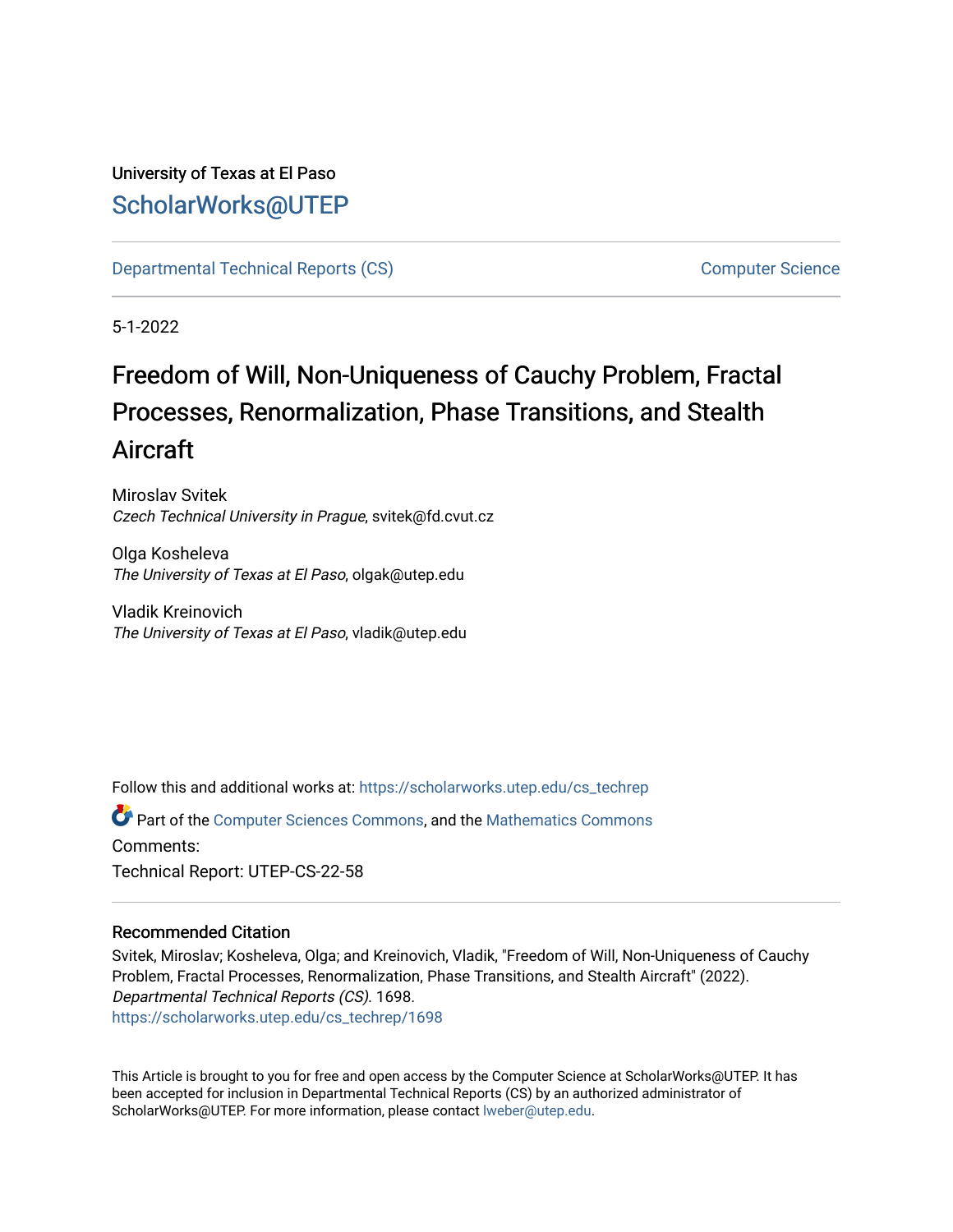University of Texas at El Paso

ScholarWorks@UTEP

Departmental Technical Reports (CS)

Computer Science

5-1-2022

# Freedom of Will, Non-Uniqueness of Cauchy Problem, Fractal Processes, Renormalization, Phase Transitions, and Stealth Aircraft

Miroslav Svitek
*Czech Technical University in Prague*, svitek@fd.cvut.cz

Olga Kosheleva
*The University of Texas at El Paso*, olgak@utep.edu

Vladik Kreinovich
*The University of Texas at El Paso*, vladik@utep.edu

Follow this and additional works at: https://scholarworks.utep.edu/cs_techrep

Part of the Computer Sciences Commons, and the Mathematics Commons

Comments:

Technical Report: UTEP-CS-22-58

### Recommended Citation

Svitek, Miroslav; Kosheleva, Olga; and Kreinovich, Vladik, "Freedom of Will, Non-Uniqueness of Cauchy Problem, Fractal Processes, Renormalization, Phase Transitions, and Stealth Aircraft" (2022). *Departmental Technical Reports (CS)*. 1698.
https://scholarworks.utep.edu/cs_techrep/1698

This Article is brought to you for free and open access by the Computer Science at ScholarWorks@UTEP. It has been accepted for inclusion in Departmental Technical Reports (CS) by an authorized administrator of ScholarWorks@UTEP. For more information, please contact lweber@utep.edu.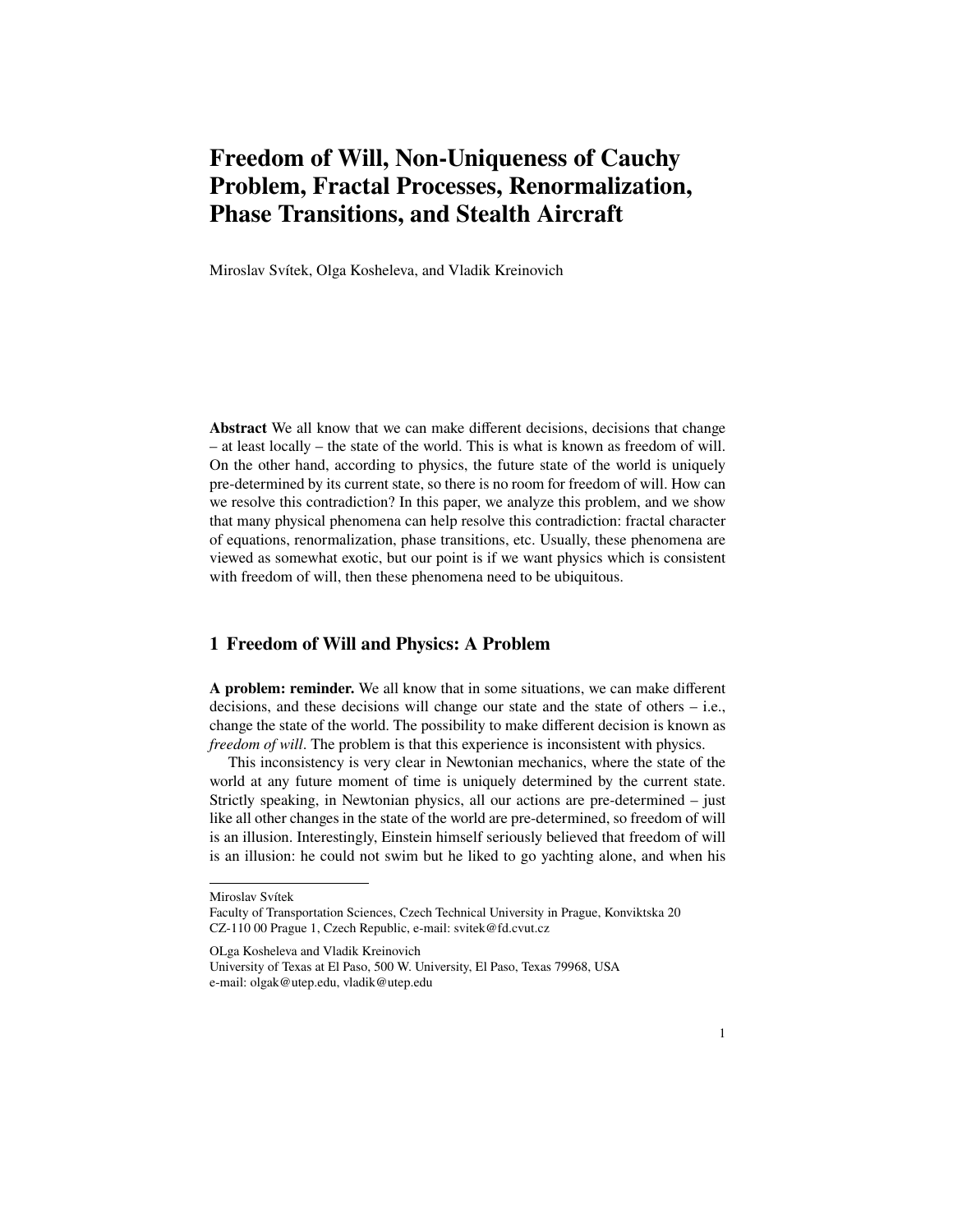# Freedom of Will, Non-Uniqueness of Cauchy Problem, Fractal Processes, Renormalization, Phase Transitions, and Stealth Aircraft

Miroslav Svítek, Olga Kosheleva, and Vladik Kreinovich

**Abstract** We all know that we can make different decisions, decisions that change – at least locally – the state of the world. This is what is known as freedom of will. On the other hand, according to physics, the future state of the world is uniquely pre-determined by its current state, so there is no room for freedom of will. How can we resolve this contradiction? In this paper, we analyze this problem, and we show that many physical phenomena can help resolve this contradiction: fractal character of equations, renormalization, phase transitions, etc. Usually, these phenomena are viewed as somewhat exotic, but our point is if we want physics which is consistent with freedom of will, then these phenomena need to be ubiquitous.

## 1 Freedom of Will and Physics: A Problem

**A problem: reminder.** We all know that in some situations, we can make different decisions, and these decisions will change our state and the state of others – i.e., change the state of the world. The possibility to make different decision is known as *freedom of will*. The problem is that this experience is inconsistent with physics.

This inconsistency is very clear in Newtonian mechanics, where the state of the world at any future moment of time is uniquely determined by the current state. Strictly speaking, in Newtonian physics, all our actions are pre-determined – just like all other changes in the state of the world are pre-determined, so freedom of will is an illusion. Interestingly, Einstein himself seriously believed that freedom of will is an illusion: he could not swim but he liked to go yachting alone, and when his

---

Miroslav Svítek
Faculty of Transportation Sciences, Czech Technical University in Prague, Konviktska 20
CZ-110 00 Prague 1, Czech Republic, e-mail: svitek@fd.cvut.cz

OLga Kosheleva and Vladik Kreinovich
University of Texas at El Paso, 500 W. University, El Paso, Texas 79968, USA
e-mail: olgak@utep.edu, vladik@utep.edu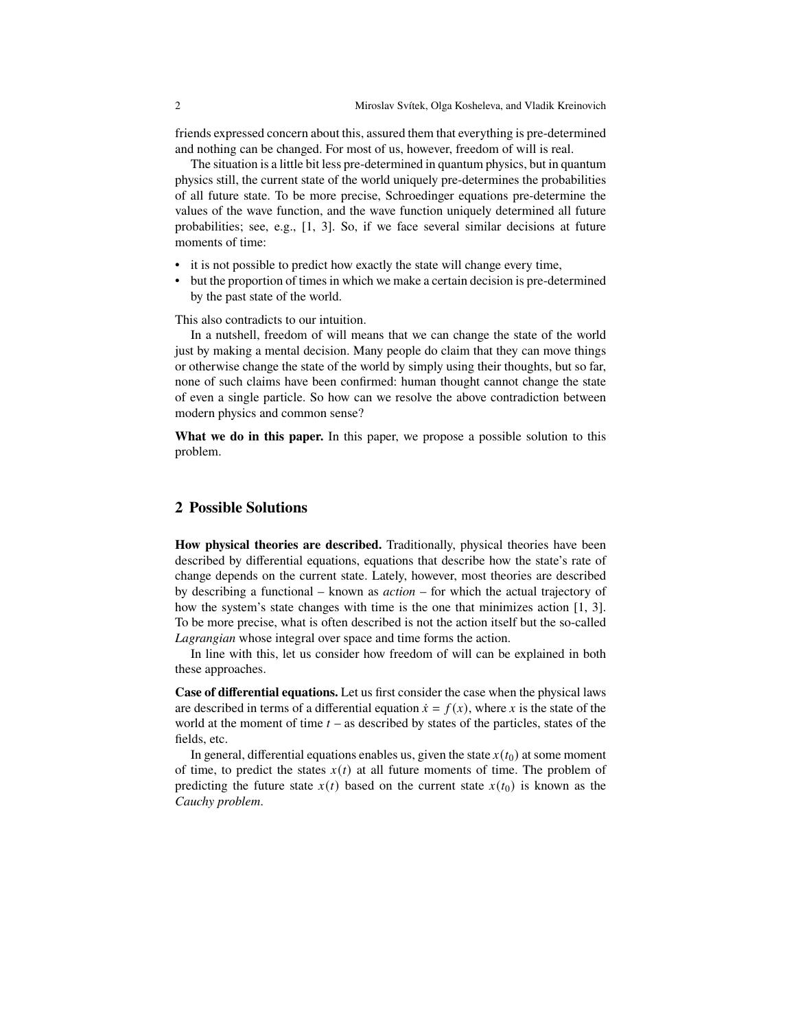friends expressed concern about this, assured them that everything is pre-determined and nothing can be changed. For most of us, however, freedom of will is real.

The situation is a little bit less pre-determined in quantum physics, but in quantum physics still, the current state of the world uniquely pre-determines the probabilities of all future state. To be more precise, Schroedinger equations pre-determine the values of the wave function, and the wave function uniquely determined all future probabilities; see, e.g., [1, 3]. So, if we face several similar decisions at future moments of time:

- it is not possible to predict how exactly the state will change every time,
- but the proportion of times in which we make a certain decision is pre-determined by the past state of the world.

This also contradicts to our intuition.

In a nutshell, freedom of will means that we can change the state of the world just by making a mental decision. Many people do claim that they can move things or otherwise change the state of the world by simply using their thoughts, but so far, none of such claims have been confirmed: human thought cannot change the state of even a single particle. So how can we resolve the above contradiction between modern physics and common sense?

**What we do in this paper.** In this paper, we propose a possible solution to this problem.

## 2 Possible Solutions

**How physical theories are described.** Traditionally, physical theories have been described by differential equations, equations that describe how the state's rate of change depends on the current state. Lately, however, most theories are described by describing a functional – known as *action* – for which the actual trajectory of how the system's state changes with time is the one that minimizes action [1, 3]. To be more precise, what is often described is not the action itself but the so-called *Lagrangian* whose integral over space and time forms the action.

In line with this, let us consider how freedom of will can be explained in both these approaches.

**Case of differential equations.** Let us first consider the case when the physical laws are described in terms of a differential equation $\dot{x} = f(x)$, where $x$ is the state of the world at the moment of time $t$ – as described by states of the particles, states of the fields, etc.

In general, differential equations enables us, given the state $x(t_0)$ at some moment of time, to predict the states $x(t)$ at all future moments of time. The problem of predicting the future state $x(t)$ based on the current state $x(t_0)$ is known as the *Cauchy problem*.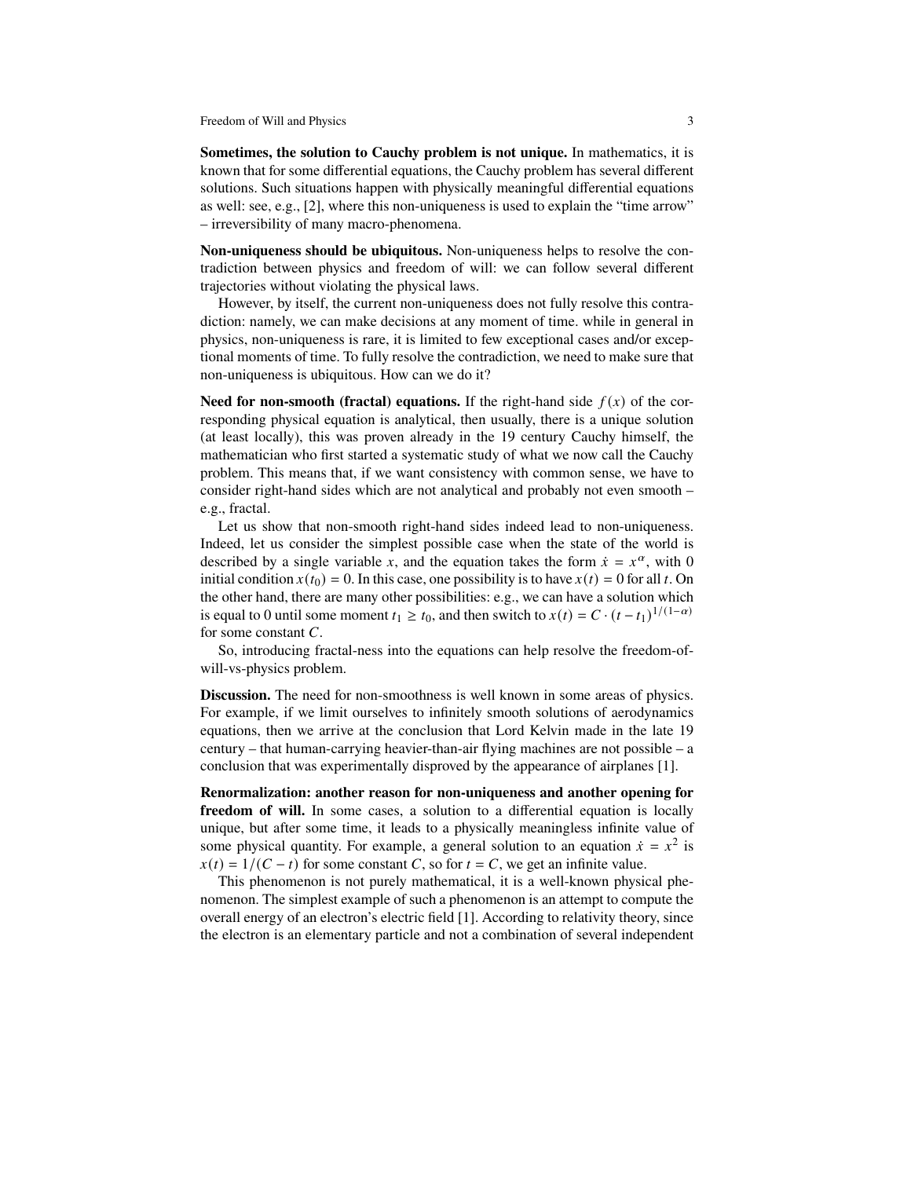**Sometimes, the solution to Cauchy problem is not unique.** In mathematics, it is known that for some differential equations, the Cauchy problem has several different solutions. Such situations happen with physically meaningful differential equations as well: see, e.g., [2], where this non-uniqueness is used to explain the "time arrow" – irreversibility of many macro-phenomena.

**Non-uniqueness should be ubiquitous.** Non-uniqueness helps to resolve the contradiction between physics and freedom of will: we can follow several different trajectories without violating the physical laws.

However, by itself, the current non-uniqueness does not fully resolve this contradiction: namely, we can make decisions at any moment of time. while in general in physics, non-uniqueness is rare, it is limited to few exceptional cases and/or exceptional moments of time. To fully resolve the contradiction, we need to make sure that non-uniqueness is ubiquitous. How can we do it?

**Need for non-smooth (fractal) equations.** If the right-hand side $f(x)$ of the corresponding physical equation is analytical, then usually, there is a unique solution (at least locally), this was proven already in the 19 century Cauchy himself, the mathematician who first started a systematic study of what we now call the Cauchy problem. This means that, if we want consistency with common sense, we have to consider right-hand sides which are not analytical and probably not even smooth – e.g., fractal.

Let us show that non-smooth right-hand sides indeed lead to non-uniqueness. Indeed, let us consider the simplest possible case when the state of the world is described by a single variable $x$, and the equation takes the form $\dot{x} = x^{\alpha}$, with 0 initial condition $x(t_0) = 0$. In this case, one possibility is to have $x(t) = 0$ for all $t$. On the other hand, there are many other possibilities: e.g., we can have a solution which is equal to 0 until some moment $t_1 \geq t_0$, and then switch to $x(t) = C \cdot (t - t_1)^{1/(1-\alpha)}$ for some constant $C$.

So, introducing fractal-ness into the equations can help resolve the freedom-of-will-vs-physics problem.

**Discussion.** The need for non-smoothness is well known in some areas of physics. For example, if we limit ourselves to infinitely smooth solutions of aerodynamics equations, then we arrive at the conclusion that Lord Kelvin made in the late 19 century – that human-carrying heavier-than-air flying machines are not possible – a conclusion that was experimentally disproved by the appearance of airplanes [1].

**Renormalization: another reason for non-uniqueness and another opening for freedom of will.** In some cases, a solution to a differential equation is locally unique, but after some time, it leads to a physically meaningless infinite value of some physical quantity. For example, a general solution to an equation $\dot{x} = x^2$ is $x(t) = 1/(C - t)$ for some constant $C$, so for $t = C$, we get an infinite value.

This phenomenon is not purely mathematical, it is a well-known physical phenomenon. The simplest example of such a phenomenon is an attempt to compute the overall energy of an electron's electric field [1]. According to relativity theory, since the electron is an elementary particle and not a combination of several independent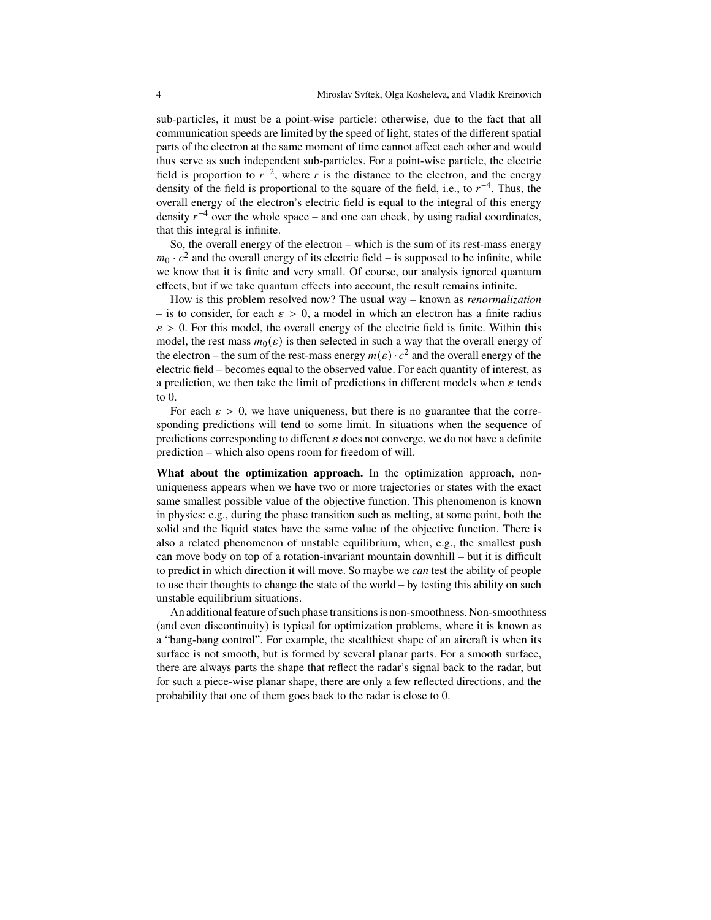sub-particles, it must be a point-wise particle: otherwise, due to the fact that all communication speeds are limited by the speed of light, states of the different spatial parts of the electron at the same moment of time cannot affect each other and would thus serve as such independent sub-particles. For a point-wise particle, the electric field is proportion to $r^{-2}$, where $r$ is the distance to the electron, and the energy density of the field is proportional to the square of the field, i.e., to $r^{-4}$. Thus, the overall energy of the electron's electric field is equal to the integral of this energy density $r^{-4}$ over the whole space – and one can check, by using radial coordinates, that this integral is infinite.

So, the overall energy of the electron – which is the sum of its rest-mass energy $m_0 \cdot c^2$ and the overall energy of its electric field – is supposed to be infinite, while we know that it is finite and very small. Of course, our analysis ignored quantum effects, but if we take quantum effects into account, the result remains infinite.

How is this problem resolved now? The usual way – known as *renormalization* – is to consider, for each $\varepsilon > 0$, a model in which an electron has a finite radius $\varepsilon > 0$. For this model, the overall energy of the electric field is finite. Within this model, the rest mass $m_0(\varepsilon)$ is then selected in such a way that the overall energy of the electron – the sum of the rest-mass energy $m(\varepsilon) \cdot c^2$ and the overall energy of the electric field – becomes equal to the observed value. For each quantity of interest, as a prediction, we then take the limit of predictions in different models when $\varepsilon$ tends to 0.

For each $\varepsilon > 0$, we have uniqueness, but there is no guarantee that the corresponding predictions will tend to some limit. In situations when the sequence of predictions corresponding to different $\varepsilon$ does not converge, we do not have a definite prediction – which also opens room for freedom of will.

**What about the optimization approach.** In the optimization approach, non-uniqueness appears when we have two or more trajectories or states with the exact same smallest possible value of the objective function. This phenomenon is known in physics: e.g., during the phase transition such as melting, at some point, both the solid and the liquid states have the same value of the objective function. There is also a related phenomenon of unstable equilibrium, when, e.g., the smallest push can move body on top of a rotation-invariant mountain downhill – but it is difficult to predict in which direction it will move. So maybe we *can* test the ability of people to use their thoughts to change the state of the world – by testing this ability on such unstable equilibrium situations.

An additional feature of such phase transitions is non-smoothness. Non-smoothness (and even discontinuity) is typical for optimization problems, where it is known as a "bang-bang control". For example, the stealthiest shape of an aircraft is when its surface is not smooth, but is formed by several planar parts. For a smooth surface, there are always parts the shape that reflect the radar's signal back to the radar, but for such a piece-wise planar shape, there are only a few reflected directions, and the probability that one of them goes back to the radar is close to 0.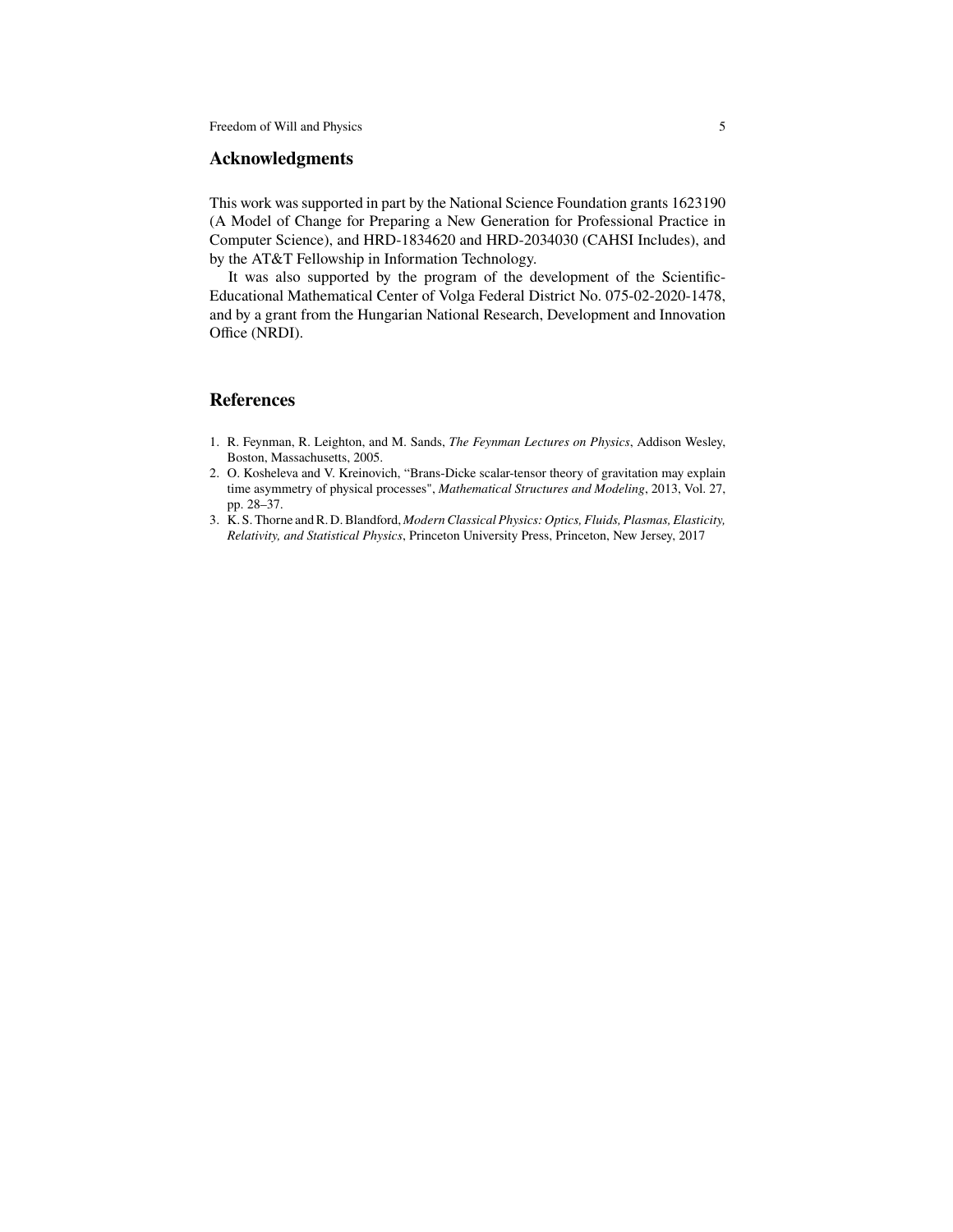## Acknowledgments

This work was supported in part by the National Science Foundation grants 1623190 (A Model of Change for Preparing a New Generation for Professional Practice in Computer Science), and HRD-1834620 and HRD-2034030 (CAHSI Includes), and by the AT&T Fellowship in Information Technology.

It was also supported by the program of the development of the Scientific-Educational Mathematical Center of Volga Federal District No. 075-02-2020-1478, and by a grant from the Hungarian National Research, Development and Innovation Office (NRDI).

## References

1. R. Feynman, R. Leighton, and M. Sands, *The Feynman Lectures on Physics*, Addison Wesley, Boston, Massachusetts, 2005.
2. O. Kosheleva and V. Kreinovich, "Brans-Dicke scalar-tensor theory of gravitation may explain time asymmetry of physical processes", *Mathematical Structures and Modeling*, 2013, Vol. 27, pp. 28–37.
3. K. S. Thorne and R. D. Blandford, *Modern Classical Physics: Optics, Fluids, Plasmas, Elasticity, Relativity, and Statistical Physics*, Princeton University Press, Princeton, New Jersey, 2017